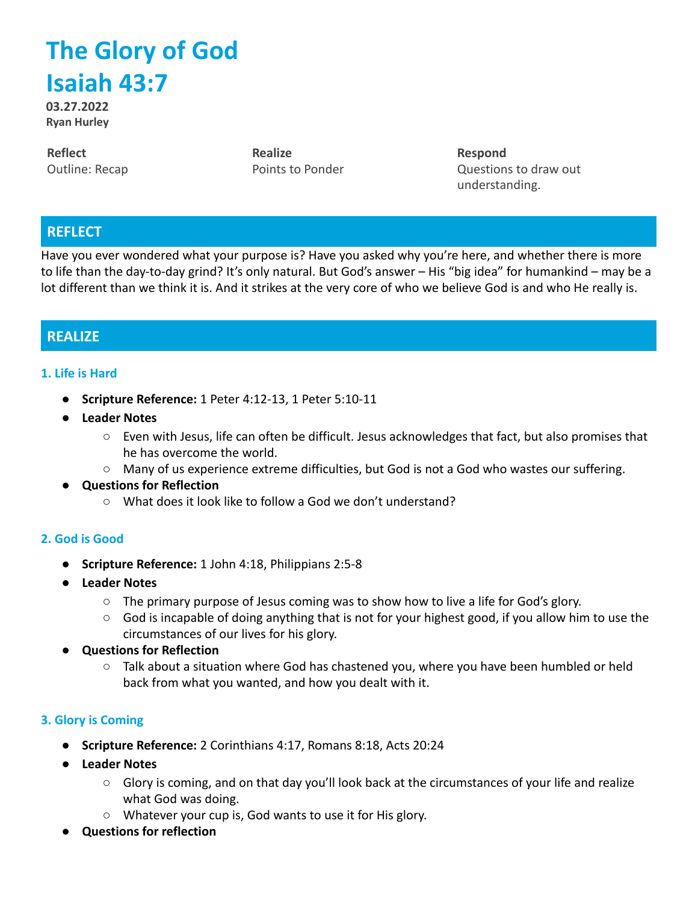# The Glory of God
# Isaiah 43:7

**03.27.2022**
**Ryan Hurley**

**Reflect**
Outline: Recap

**Realize**
Points to Ponder

**Respond**
Questions to draw out understanding.

## REFLECT

Have you ever wondered what your purpose is? Have you asked why you're here, and whether there is more to life than the day-to-day grind? It's only natural. But God's answer – His "big idea" for humankind – may be a lot different than we think it is. And it strikes at the very core of who we believe God is and who He really is.

## REALIZE

### 1. Life is Hard

- **Scripture Reference:** 1 Peter 4:12-13, 1 Peter 5:10-11
- **Leader Notes**
  - Even with Jesus, life can often be difficult. Jesus acknowledges that fact, but also promises that he has overcome the world.
  - Many of us experience extreme difficulties, but God is not a God who wastes our suffering.
- **Questions for Reflection**
  - What does it look like to follow a God we don't understand?

### 2. God is Good

- **Scripture Reference:** 1 John 4:18, Philippians 2:5-8
- **Leader Notes**
  - The primary purpose of Jesus coming was to show how to live a life for God's glory.
  - God is incapable of doing anything that is not for your highest good, if you allow him to use the circumstances of our lives for his glory.
- **Questions for Reflection**
  - Talk about a situation where God has chastened you, where you have been humbled or held back from what you wanted, and how you dealt with it.

### 3. Glory is Coming

- **Scripture Reference:** 2 Corinthians 4:17, Romans 8:18, Acts 20:24
- **Leader Notes**
  - Glory is coming, and on that day you'll look back at the circumstances of your life and realize what God was doing.
  - Whatever your cup is, God wants to use it for His glory.
- **Questions for reflection**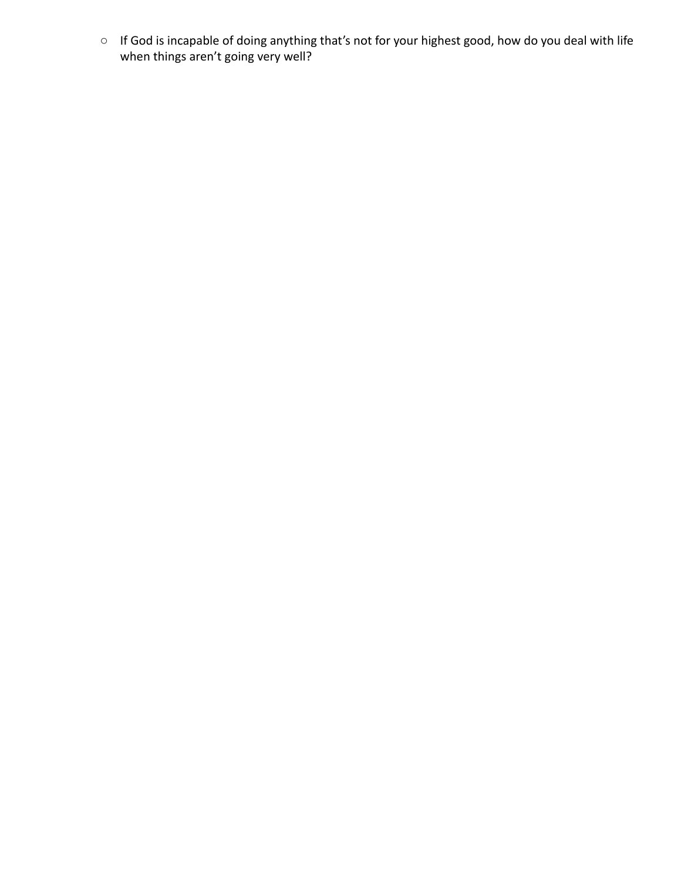- If God is incapable of doing anything that's not for your highest good, how do you deal with life when things aren't going very well?